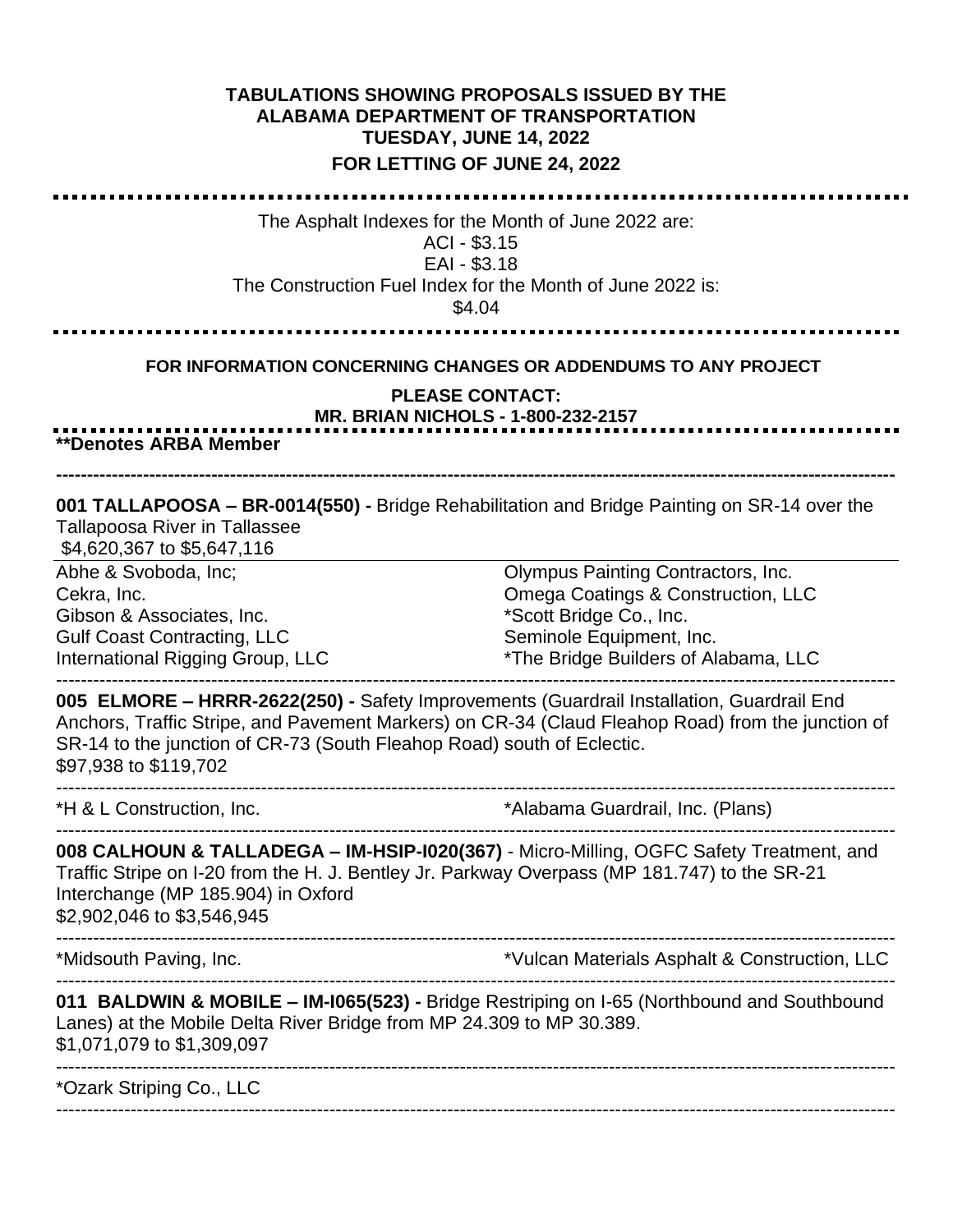**TABULATIONS SHOWING PROPOSALS ISSUED BY THE ALABAMA DEPARTMENT OF TRANSPORTATION TUESDAY, JUNE 14, 2022**

**FOR LETTING OF JUNE 24, 2022**

---

The Asphalt Indexes for the Month of June 2022 are:
ACI - $3.15
EAI - $3.18
The Construction Fuel Index for the Month of June 2022 is:
$4.04

---

**FOR INFORMATION CONCERNING CHANGES OR ADDENDUMS TO ANY PROJECT**

**PLEASE CONTACT:**
**MR. BRIAN NICHOLS - 1-800-232-2157**

---

****Denotes ARBA Member**

---

**001 TALLAPOOSA – BR-0014(550) -** Bridge Rehabilitation and Bridge Painting on SR-14 over the Tallapoosa River in Tallassee
$4,620,367 to $5,647,116

| | |
|---|---|
| Abhe & Svoboda, Inc; | Olympus Painting Contractors, Inc. |
| Cekra, Inc. | Omega Coatings & Construction, LLC |
| Gibson & Associates, Inc. | *Scott Bridge Co., Inc. |
| Gulf Coast Contracting, LLC | Seminole Equipment, Inc. |
| International Rigging Group, LLC | *The Bridge Builders of Alabama, LLC |

---

**005 ELMORE – HRRR-2622(250) -** Safety Improvements (Guardrail Installation, Guardrail End Anchors, Traffic Stripe, and Pavement Markers) on CR-34 (Claud Fleahop Road) from the junction of SR-14 to the junction of CR-73 (South Fleahop Road) south of Eclectic.
$97,938 to $119,702

| | |
|---|---|
| *H & L Construction, Inc. | *Alabama Guardrail, Inc. (Plans) |

---

**008 CALHOUN & TALLADEGA – IM-HSIP-I020(367)** - Micro-Milling, OGFC Safety Treatment, and Traffic Stripe on I-20 from the H. J. Bentley Jr. Parkway Overpass (MP 181.747) to the SR-21 Interchange (MP 185.904) in Oxford
$2,902,046 to $3,546,945

| | |
|---|---|
| *Midsouth Paving, Inc. | *Vulcan Materials Asphalt & Construction, LLC |

---

**011 BALDWIN & MOBILE – IM-I065(523) -** Bridge Restriping on I-65 (Northbound and Southbound Lanes) at the Mobile Delta River Bridge from MP 24.309 to MP 30.389.
$1,071,079 to $1,309,097

*Ozark Striping Co., LLC

---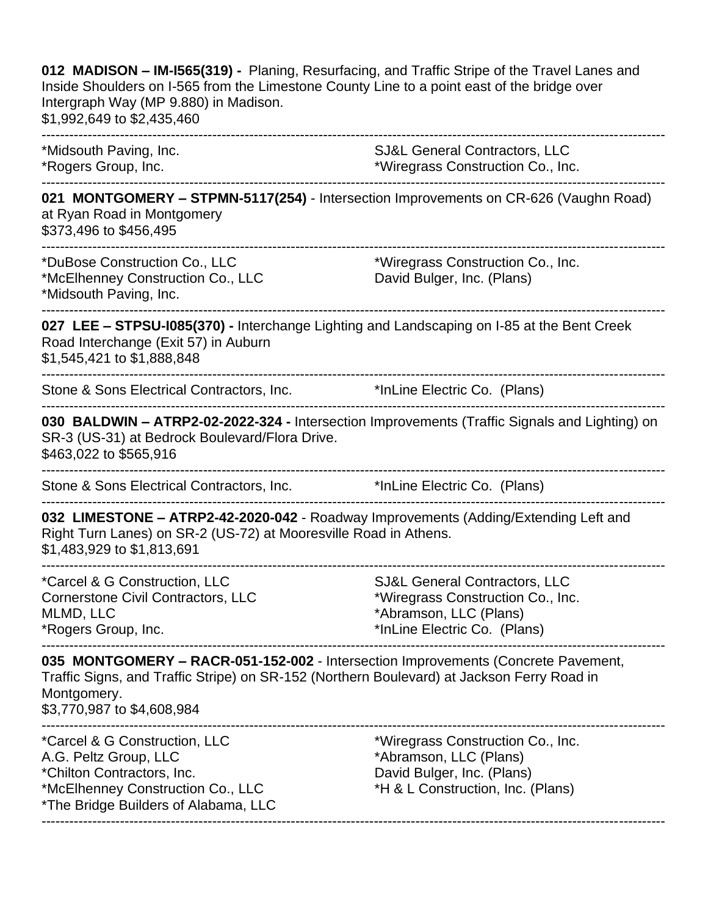**012 MADISON – IM-I565(319) -** Planing, Resurfacing, and Traffic Stripe of the Travel Lanes and Inside Shoulders on I-565 from the Limestone County Line to a point east of the bridge over Intergraph Way (MP 9.880) in Madison.
$1,992,649 to $2,435,460

---

*Midsouth Paving, Inc.
*Rogers Group, Inc.
SJ&L General Contractors, LLC
*Wiregrass Construction Co., Inc.

---

**021 MONTGOMERY – STPMN-5117(254)** - Intersection Improvements on CR-626 (Vaughn Road) at Ryan Road in Montgomery
$373,496 to $456,495

---

*DuBose Construction Co., LLC
*McElhenney Construction Co., LLC
*Midsouth Paving, Inc.
*Wiregrass Construction Co., Inc.
David Bulger, Inc. (Plans)

---

**027 LEE – STPSU-I085(370) -** Interchange Lighting and Landscaping on I-85 at the Bent Creek Road Interchange (Exit 57) in Auburn
$1,545,421 to $1,888,848

---

Stone & Sons Electrical Contractors, Inc.
*InLine Electric Co. (Plans)

---

**030 BALDWIN – ATRP2-02-2022-324 -** Intersection Improvements (Traffic Signals and Lighting) on SR-3 (US-31) at Bedrock Boulevard/Flora Drive.
$463,022 to $565,916

---

Stone & Sons Electrical Contractors, Inc.
*InLine Electric Co. (Plans)

---

**032 LIMESTONE – ATRP2-42-2020-042** - Roadway Improvements (Adding/Extending Left and Right Turn Lanes) on SR-2 (US-72) at Mooresville Road in Athens.
$1,483,929 to $1,813,691

---

*Carcel & G Construction, LLC
Cornerstone Civil Contractors, LLC
MLMD, LLC
*Rogers Group, Inc.
SJ&L General Contractors, LLC
*Wiregrass Construction Co., Inc.
*Abramson, LLC (Plans)
*InLine Electric Co. (Plans)

---

**035 MONTGOMERY – RACR-051-152-002** - Intersection Improvements (Concrete Pavement, Traffic Signs, and Traffic Stripe) on SR-152 (Northern Boulevard) at Jackson Ferry Road in Montgomery.
$3,770,987 to $4,608,984

---

*Carcel & G Construction, LLC
A.G. Peltz Group, LLC
*Chilton Contractors, Inc.
*McElhenney Construction Co., LLC
*The Bridge Builders of Alabama, LLC
*Wiregrass Construction Co., Inc.
*Abramson, LLC (Plans)
David Bulger, Inc. (Plans)
*H & L Construction, Inc. (Plans)

---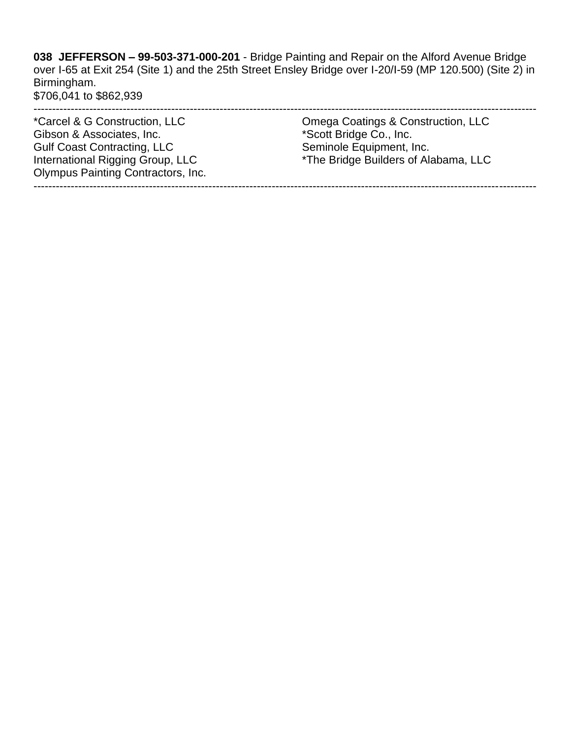**038 JEFFERSON – 99-503-371-000-201** - Bridge Painting and Repair on the Alford Avenue Bridge over I-65 at Exit 254 (Site 1) and the 25th Street Ensley Bridge over I-20/I-59 (MP 120.500) (Site 2) in Birmingham.
$706,041 to $862,939

---

*Carcel & G Construction, LLC
Gibson & Associates, Inc.
Gulf Coast Contracting, LLC
International Rigging Group, LLC
Olympus Painting Contractors, Inc.
Omega Coatings & Construction, LLC
*Scott Bridge Co., Inc.
Seminole Equipment, Inc.
*The Bridge Builders of Alabama, LLC

---